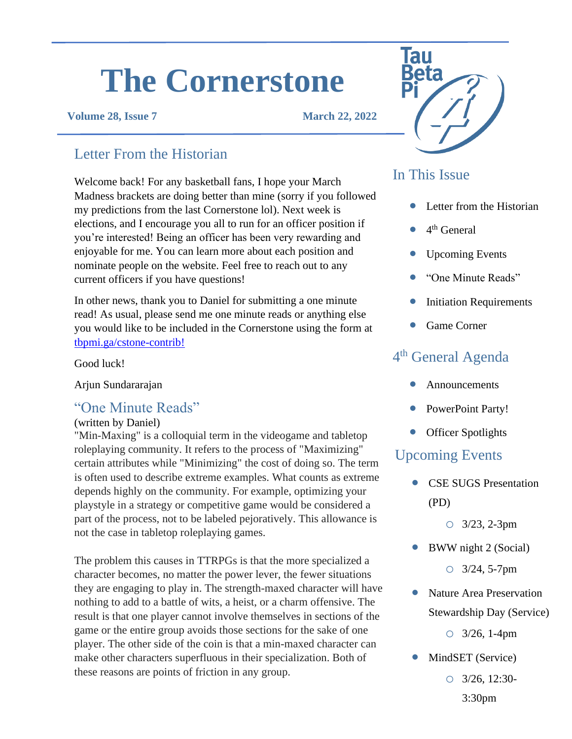# The Cornerstone

**Volume 28, Issue 7** **March 22, 2022**

## Letter From the Historian

Welcome back! For any basketball fans, I hope your March Madness brackets are doing better than mine (sorry if you followed my predictions from the last Cornerstone lol). Next week is elections, and I encourage you all to run for an officer position if you're interested! Being an officer has been very rewarding and enjoyable for me. You can learn more about each position and nominate people on the website. Feel free to reach out to any current officers if you have questions!

In other news, thank you to Daniel for submitting a one minute read! As usual, please send me one minute reads or anything else you would like to be included in the Cornerstone using the form at tbpmi.ga/cstone-contrib!

Good luck!

Arjun Sundararajan

## "One Minute Reads"

(written by Daniel)

"Min-Maxing" is a colloquial term in the videogame and tabletop roleplaying community. It refers to the process of "Maximizing" certain attributes while "Minimizing" the cost of doing so. The term is often used to describe extreme examples. What counts as extreme depends highly on the community. For example, optimizing your playstyle in a strategy or competitive game would be considered a part of the process, not to be labeled pejoratively. This allowance is not the case in tabletop roleplaying games.

The problem this causes in TTRPGs is that the more specialized a character becomes, no matter the power lever, the fewer situations they are engaging to play in. The strength-maxed character will have nothing to add to a battle of wits, a heist, or a charm offensive. The result is that one player cannot involve themselves in sections of the game or the entire group avoids those sections for the sake of one player. The other side of the coin is that a min-maxed character can make other characters superfluous in their specialization. Both of these reasons are points of friction in any group.

## In This Issue

- Letter from the Historian
- 4th General
- Upcoming Events
- "One Minute Reads"
- Initiation Requirements
- Game Corner

## 4th General Agenda

- Announcements
- PowerPoint Party!
- Officer Spotlights

## Upcoming Events

- CSE SUGS Presentation (PD)
  - 3/23, 2-3pm
- BWW night 2 (Social)
  - 3/24, 5-7pm
- Nature Area Preservation Stewardship Day (Service)
  - 3/26, 1-4pm
- MindSET (Service)
  - 3/26, 12:30-3:30pm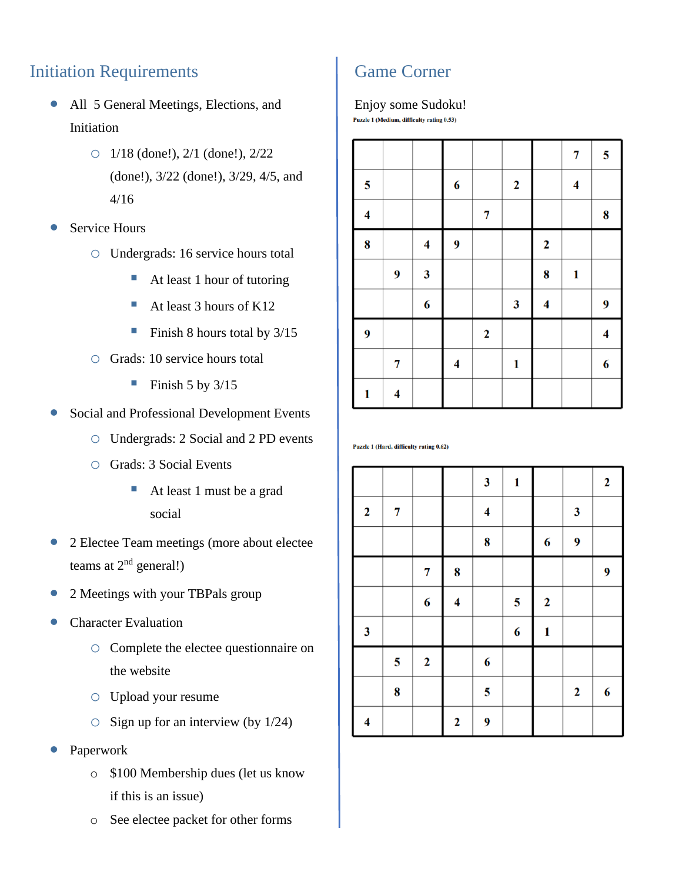## Initiation Requirements

- All 5 General Meetings, Elections, and Initiation
  - 1/18 (done!), 2/1 (done!), 2/22 (done!), 3/22 (done!), 3/29, 4/5, and 4/16
- Service Hours
  - Undergrads: 16 service hours total
    - At least 1 hour of tutoring
    - At least 3 hours of K12
    - Finish 8 hours total by 3/15
  - Grads: 10 service hours total
    - Finish 5 by 3/15
- Social and Professional Development Events
  - Undergrads: 2 Social and 2 PD events
  - Grads: 3 Social Events
    - At least 1 must be a grad social
- 2 Electee Team meetings (more about electee teams at 2nd general!)
- 2 Meetings with your TBPals group
- Character Evaluation
  - Complete the electee questionnaire on the website
  - Upload your resume
  - Sign up for an interview (by 1/24)
- Paperwork
  - $100 Membership dues (let us know if this is an issue)
  - See electee packet for other forms

## Game Corner

Enjoy some Sudoku!

**Puzzle 1 (Medium, difficulty rating 0.53)**

| | | | | | | | | |
|---|---|---|---|---|---|---|---|---|
| | | | | | | | 7 | 5 |
| 5 | | | 6 | | 2 | | 4 | |
| 4 | | | | 7 | | | | 8 |
| 8 | | 4 | 9 | | | 2 | | |
| | 9 | 3 | | | | 8 | 1 | |
| | | 6 | | | 3 | 4 | | 9 |
| 9 | | | | 2 | | | | 4 |
| | 7 | | 4 | | 1 | | | 6 |
| 1 | 4 | | | | | | | |

**Puzzle 1 (Hard, difficulty rating 0.62)**

| | | | | | | | | |
|---|---|---|---|---|---|---|---|---|
| | | | | 3 | 1 | | | 2 |
| 2 | 7 | | | 4 | | | 3 | |
| | | | | 8 | | 6 | 9 | |
| | | 7 | 8 | | | | | 9 |
| | | 6 | 4 | | 5 | 2 | | |
| 3 | | | | | 6 | 1 | | |
| | 5 | 2 | | 6 | | | | |
| | 8 | | | 5 | | | 2 | 6 |
| 4 | | | 2 | 9 | | | | |